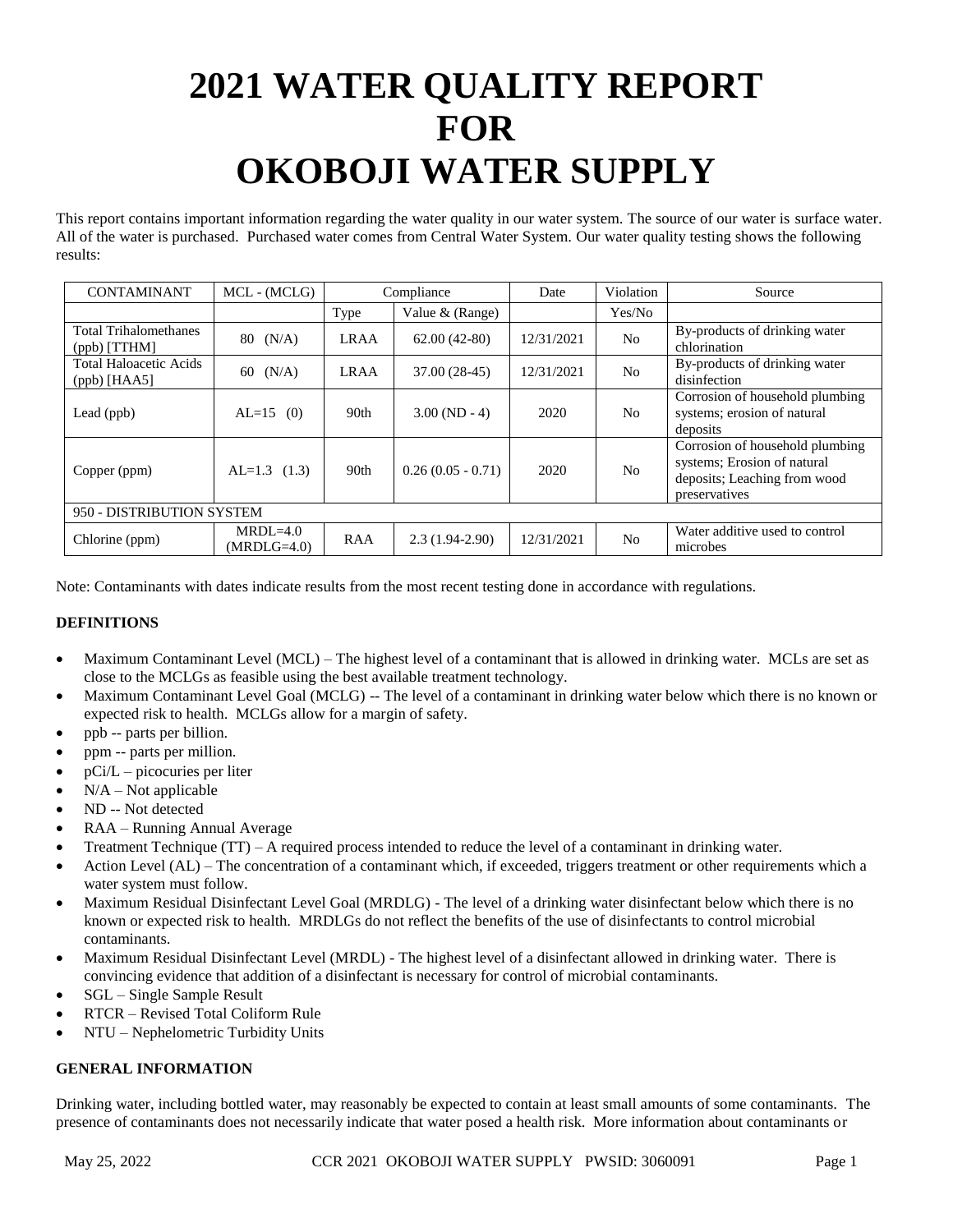# 2021 WATER QUALITY REPORT FOR OKOBOJI WATER SUPPLY

This report contains important information regarding the water quality in our water system. The source of our water is surface water. All of the water is purchased. Purchased water comes from Central Water System. Our water quality testing shows the following results:

| CONTAMINANT | MCL - (MCLG) | Compliance | | Date | Violation | Source |
|---|---|---|---|---|---|---|
| | | Type | Value & (Range) | | Yes/No | |
| Total Trihalomethanes (ppb) [TTHM] | 80 (N/A) | LRAA | 62.00 (42-80) | 12/31/2021 | No | By-products of drinking water chlorination |
| Total Haloacetic Acids (ppb) [HAA5] | 60 (N/A) | LRAA | 37.00 (28-45) | 12/31/2021 | No | By-products of drinking water disinfection |
| Lead (ppb) | AL=15 (0) | 90th | 3.00 (ND - 4) | 2020 | No | Corrosion of household plumbing systems; erosion of natural deposits |
| Copper (ppm) | AL=1.3 (1.3) | 90th | 0.26 (0.05 - 0.71) | 2020 | No | Corrosion of household plumbing systems; Erosion of natural deposits; Leaching from wood preservatives |
| 950 - DISTRIBUTION SYSTEM | | | | | | |
| Chlorine (ppm) | MRDL=4.0 (MRDLG=4.0) | RAA | 2.3 (1.94-2.90) | 12/31/2021 | No | Water additive used to control microbes |

Note: Contaminants with dates indicate results from the most recent testing done in accordance with regulations.

### DEFINITIONS

- Maximum Contaminant Level (MCL) – The highest level of a contaminant that is allowed in drinking water. MCLs are set as close to the MCLGs as feasible using the best available treatment technology.
- Maximum Contaminant Level Goal (MCLG) -- The level of a contaminant in drinking water below which there is no known or expected risk to health. MCLGs allow for a margin of safety.
- ppb -- parts per billion.
- ppm -- parts per million.
- pCi/L – picocuries per liter
- N/A – Not applicable
- ND -- Not detected
- RAA – Running Annual Average
- Treatment Technique (TT) – A required process intended to reduce the level of a contaminant in drinking water.
- Action Level (AL) – The concentration of a contaminant which, if exceeded, triggers treatment or other requirements which a water system must follow.
- Maximum Residual Disinfectant Level Goal (MRDLG) - The level of a drinking water disinfectant below which there is no known or expected risk to health. MRDLGs do not reflect the benefits of the use of disinfectants to control microbial contaminants.
- Maximum Residual Disinfectant Level (MRDL) - The highest level of a disinfectant allowed in drinking water. There is convincing evidence that addition of a disinfectant is necessary for control of microbial contaminants.
- SGL – Single Sample Result
- RTCR – Revised Total Coliform Rule
- NTU – Nephelometric Turbidity Units

### GENERAL INFORMATION

Drinking water, including bottled water, may reasonably be expected to contain at least small amounts of some contaminants. The presence of contaminants does not necessarily indicate that water posed a health risk. More information about contaminants or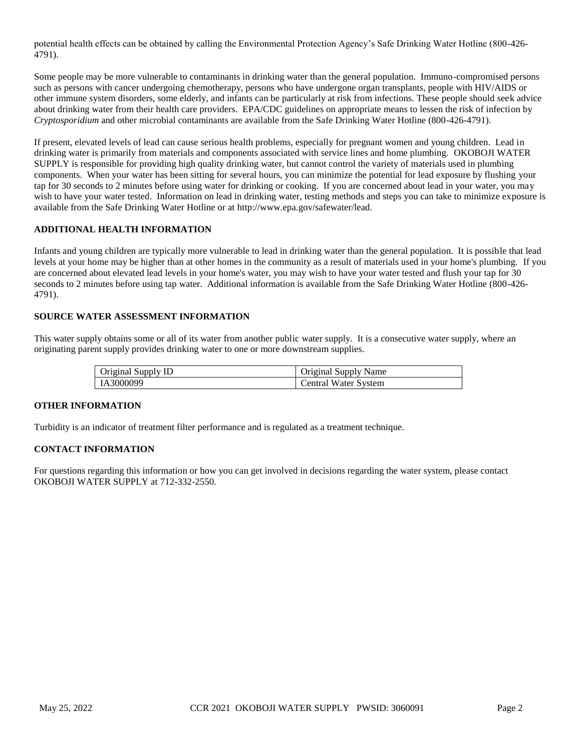potential health effects can be obtained by calling the Environmental Protection Agency's Safe Drinking Water Hotline (800-426-4791).

Some people may be more vulnerable to contaminants in drinking water than the general population. Immuno-compromised persons such as persons with cancer undergoing chemotherapy, persons who have undergone organ transplants, people with HIV/AIDS or other immune system disorders, some elderly, and infants can be particularly at risk from infections. These people should seek advice about drinking water from their health care providers. EPA/CDC guidelines on appropriate means to lessen the risk of infection by *Cryptosporidium* and other microbial contaminants are available from the Safe Drinking Water Hotline (800-426-4791).

If present, elevated levels of lead can cause serious health problems, especially for pregnant women and young children. Lead in drinking water is primarily from materials and components associated with service lines and home plumbing. OKOBOJI WATER SUPPLY is responsible for providing high quality drinking water, but cannot control the variety of materials used in plumbing components. When your water has been sitting for several hours, you can minimize the potential for lead exposure by flushing your tap for 30 seconds to 2 minutes before using water for drinking or cooking. If you are concerned about lead in your water, you may wish to have your water tested. Information on lead in drinking water, testing methods and steps you can take to minimize exposure is available from the Safe Drinking Water Hotline or at http://www.epa.gov/safewater/lead.

## ADDITIONAL HEALTH INFORMATION

Infants and young children are typically more vulnerable to lead in drinking water than the general population. It is possible that lead levels at your home may be higher than at other homes in the community as a result of materials used in your home's plumbing. If you are concerned about elevated lead levels in your home's water, you may wish to have your water tested and flush your tap for 30 seconds to 2 minutes before using tap water. Additional information is available from the Safe Drinking Water Hotline (800-426-4791).

## SOURCE WATER ASSESSMENT INFORMATION

This water supply obtains some or all of its water from another public water supply. It is a consecutive water supply, where an originating parent supply provides drinking water to one or more downstream supplies.

| Original Supply ID | Original Supply Name |
|---|---|
| IA3000099 | Central Water System |

## OTHER INFORMATION

Turbidity is an indicator of treatment filter performance and is regulated as a treatment technique.

## CONTACT INFORMATION

For questions regarding this information or how you can get involved in decisions regarding the water system, please contact OKOBOJI WATER SUPPLY at 712-332-2550.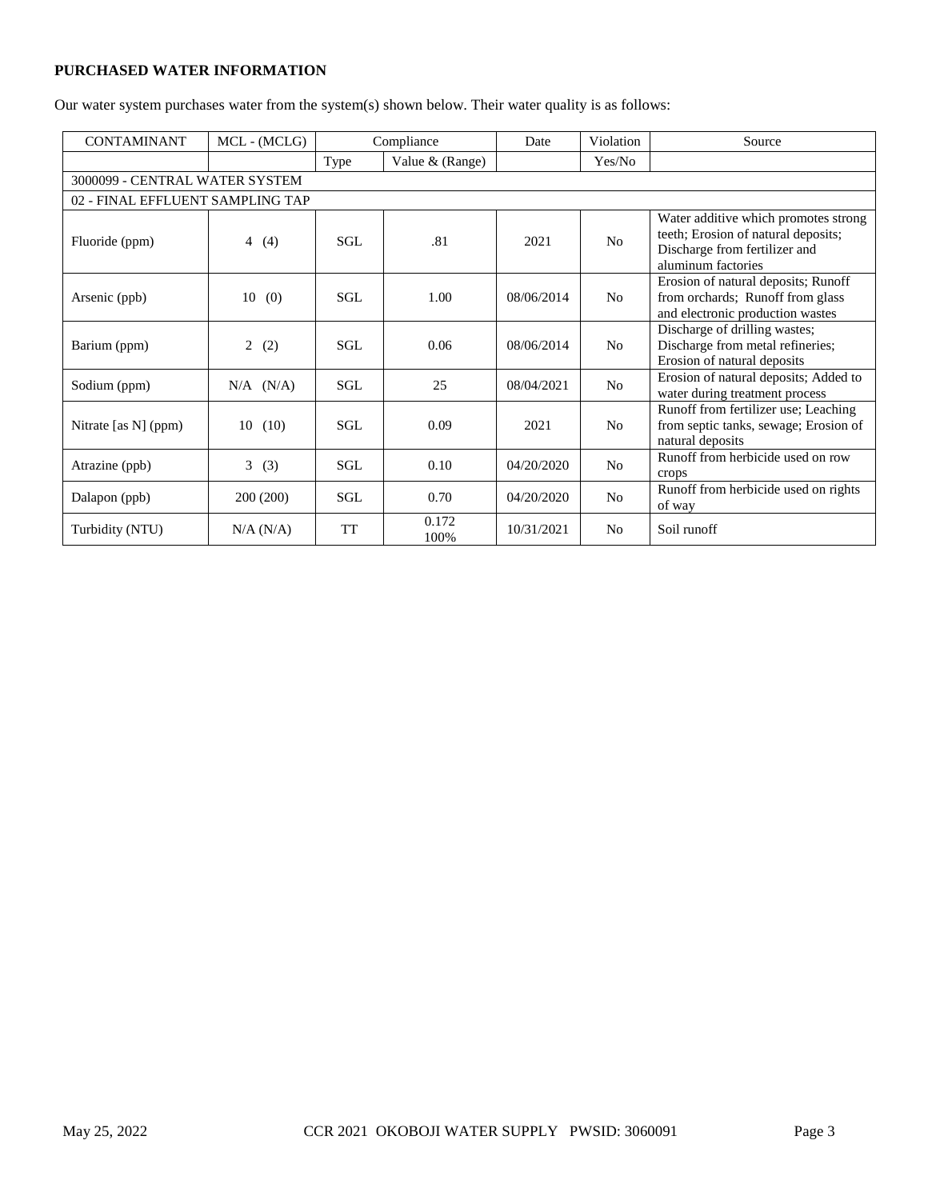**PURCHASED WATER INFORMATION**

Our water system purchases water from the system(s) shown below. Their water quality is as follows:

| CONTAMINANT | MCL - (MCLG) | Compliance | | Date | Violation | Source |
|---|---|---|---|---|---|---|
| | | Type | Value & (Range) | | Yes/No | |
| 3000099 - CENTRAL WATER SYSTEM | | | | | | |
| 02 - FINAL EFFLUENT SAMPLING TAP | | | | | | |
| Fluoride (ppm) | 4 (4) | SGL | .81 | 2021 | No | Water additive which promotes strong teeth; Erosion of natural deposits; Discharge from fertilizer and aluminum factories |
| Arsenic (ppb) | 10 (0) | SGL | 1.00 | 08/06/2014 | No | Erosion of natural deposits; Runoff from orchards; Runoff from glass and electronic production wastes |
| Barium (ppm) | 2 (2) | SGL | 0.06 | 08/06/2014 | No | Discharge of drilling wastes; Discharge from metal refineries; Erosion of natural deposits |
| Sodium (ppm) | N/A (N/A) | SGL | 25 | 08/04/2021 | No | Erosion of natural deposits; Added to water during treatment process |
| Nitrate [as N] (ppm) | 10 (10) | SGL | 0.09 | 2021 | No | Runoff from fertilizer use; Leaching from septic tanks, sewage; Erosion of natural deposits |
| Atrazine (ppb) | 3 (3) | SGL | 0.10 | 04/20/2020 | No | Runoff from herbicide used on row crops |
| Dalapon (ppb) | 200 (200) | SGL | 0.70 | 04/20/2020 | No | Runoff from herbicide used on rights of way |
| Turbidity (NTU) | N/A (N/A) | TT | 0.172 100% | 10/31/2021 | No | Soil runoff |